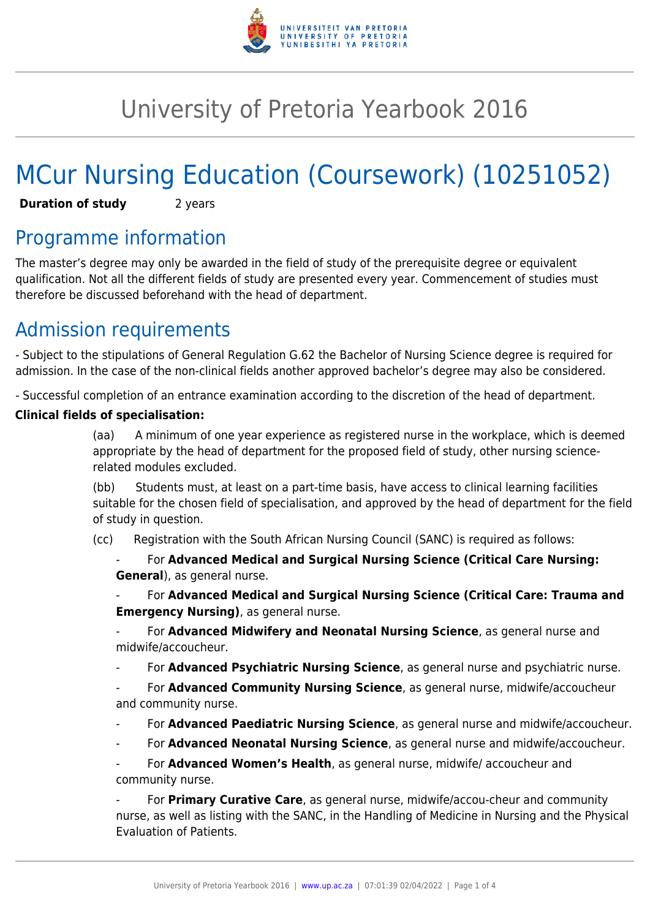# University of Pretoria Yearbook 2016

# MCur Nursing Education (Coursework) (10251052)

**Duration of study** 2 years

## Programme information

The master's degree may only be awarded in the field of study of the prerequisite degree or equivalent qualification. Not all the different fields of study are presented every year. Commencement of studies must therefore be discussed beforehand with the head of department.

## Admission requirements

- Subject to the stipulations of General Regulation G.62 the Bachelor of Nursing Science degree is required for admission. In the case of the non-clinical fields another approved bachelor's degree may also be considered.

- Successful completion of an entrance examination according to the discretion of the head of department.

**Clinical fields of specialisation:**

(aa) A minimum of one year experience as registered nurse in the workplace, which is deemed appropriate by the head of department for the proposed field of study, other nursing science-related modules excluded.

(bb) Students must, at least on a part-time basis, have access to clinical learning facilities suitable for the chosen field of specialisation, and approved by the head of department for the field of study in question.

(cc) Registration with the South African Nursing Council (SANC) is required as follows:

- For **Advanced Medical and Surgical Nursing Science (Critical Care Nursing: General**), as general nurse.
- For **Advanced Medical and Surgical Nursing Science (Critical Care: Trauma and Emergency Nursing)**, as general nurse.
- For **Advanced Midwifery and Neonatal Nursing Science**, as general nurse and midwife/accoucheur.
- For **Advanced Psychiatric Nursing Science**, as general nurse and psychiatric nurse.
- For **Advanced Community Nursing Science**, as general nurse, midwife/accoucheur and community nurse.
- For **Advanced Paediatric Nursing Science**, as general nurse and midwife/accoucheur.
- For **Advanced Neonatal Nursing Science**, as general nurse and midwife/accoucheur.
- For **Advanced Women's Health**, as general nurse, midwife/ accoucheur and community nurse.
- For **Primary Curative Care**, as general nurse, midwife/accou-cheur and community nurse, as well as listing with the SANC, in the Handling of Medicine in Nursing and the Physical Evaluation of Patients.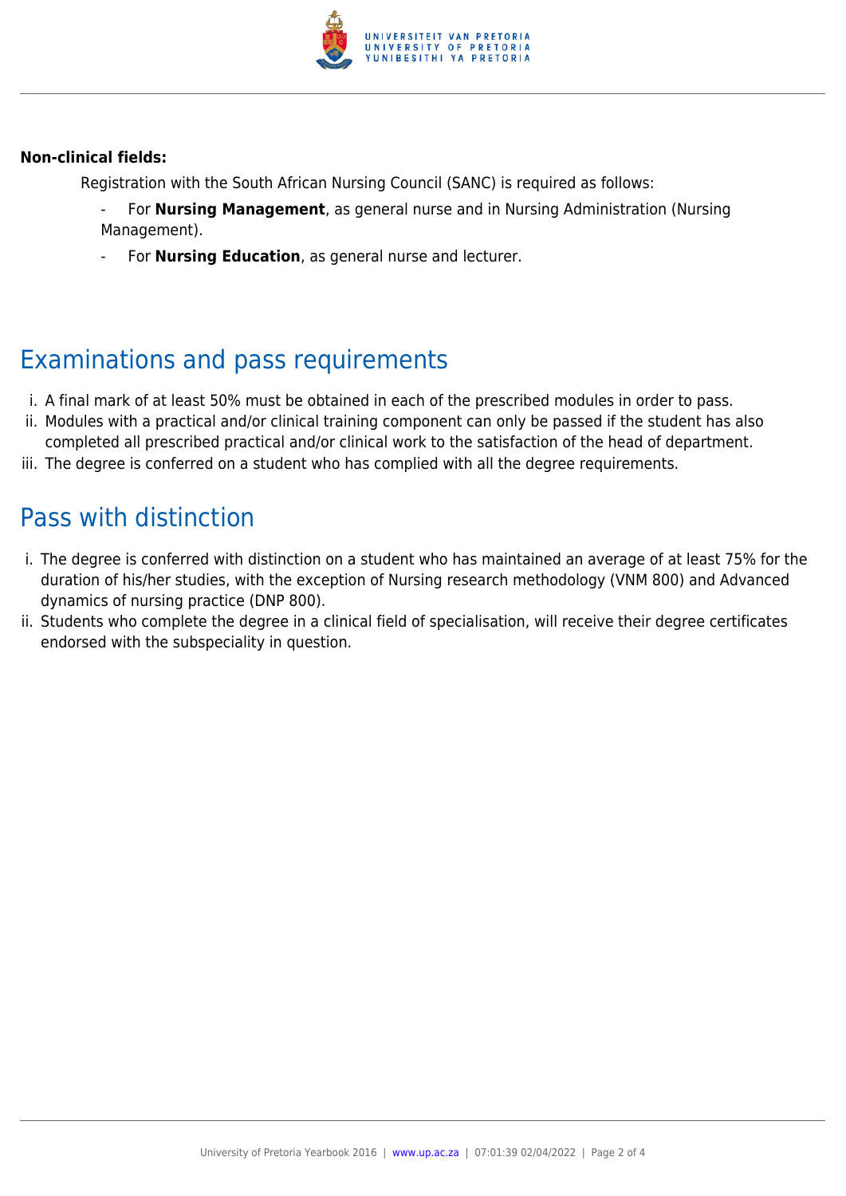**Non-clinical fields:**

Registration with the South African Nursing Council (SANC) is required as follows:

- For **Nursing Management**, as general nurse and in Nursing Administration (Nursing Management).
- For **Nursing Education**, as general nurse and lecturer.

## Examinations and pass requirements

i. A final mark of at least 50% must be obtained in each of the prescribed modules in order to pass.
ii. Modules with a practical and/or clinical training component can only be passed if the student has also completed all prescribed practical and/or clinical work to the satisfaction of the head of department.
iii. The degree is conferred on a student who has complied with all the degree requirements.

## Pass with distinction

i. The degree is conferred with distinction on a student who has maintained an average of at least 75% for the duration of his/her studies, with the exception of Nursing research methodology (VNM 800) and Advanced dynamics of nursing practice (DNP 800).
ii. Students who complete the degree in a clinical field of specialisation, will receive their degree certificates endorsed with the subspeciality in question.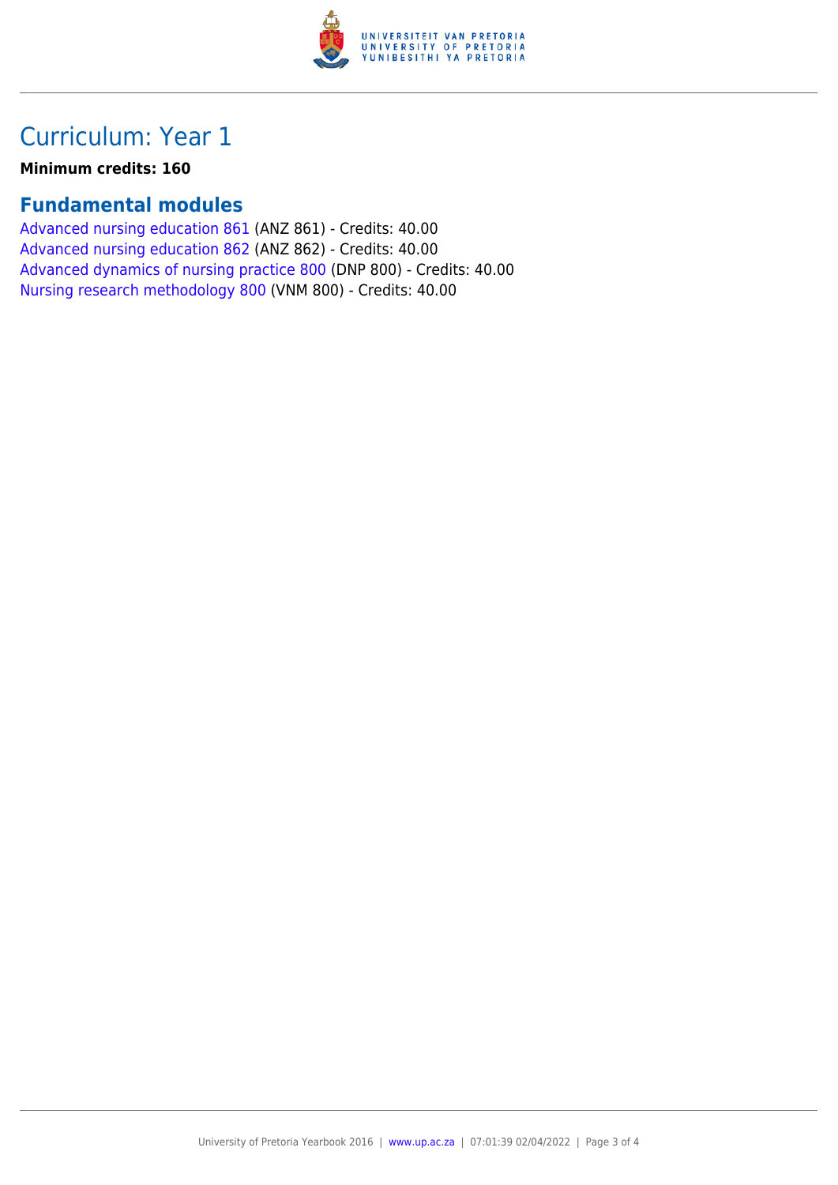# Curriculum: Year 1

**Minimum credits: 160**

## Fundamental modules

Advanced nursing education 861 (ANZ 861) - Credits: 40.00
Advanced nursing education 862 (ANZ 862) - Credits: 40.00
Advanced dynamics of nursing practice 800 (DNP 800) - Credits: 40.00
Nursing research methodology 800 (VNM 800) - Credits: 40.00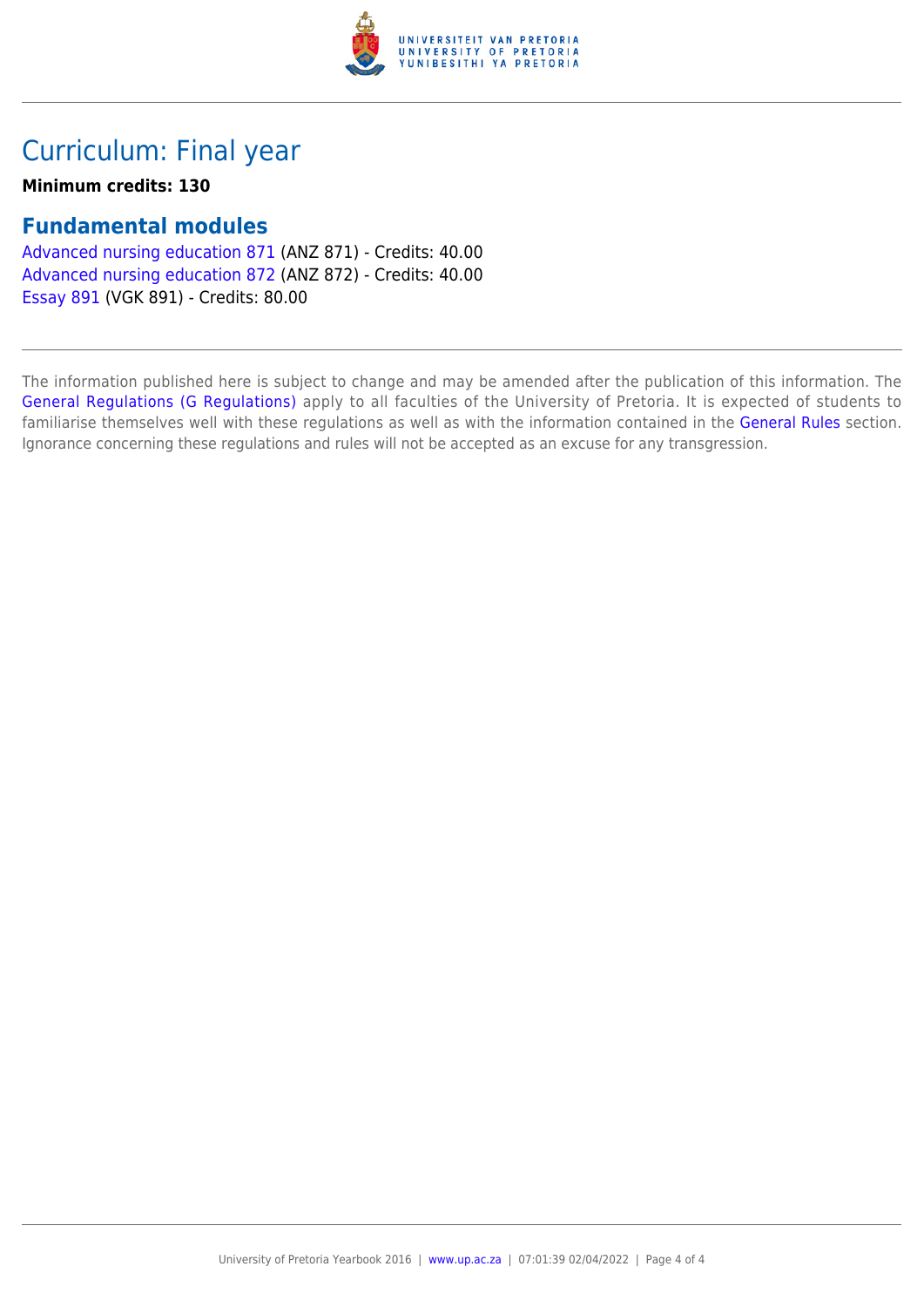## Curriculum: Final year

**Minimum credits: 130**

### Fundamental modules

Advanced nursing education 871 (ANZ 871) - Credits: 40.00
Advanced nursing education 872 (ANZ 872) - Credits: 40.00
Essay 891 (VGK 891) - Credits: 80.00

The information published here is subject to change and may be amended after the publication of this information. The General Regulations (G Regulations) apply to all faculties of the University of Pretoria. It is expected of students to familiarise themselves well with these regulations as well as with the information contained in the General Rules section. Ignorance concerning these regulations and rules will not be accepted as an excuse for any transgression.